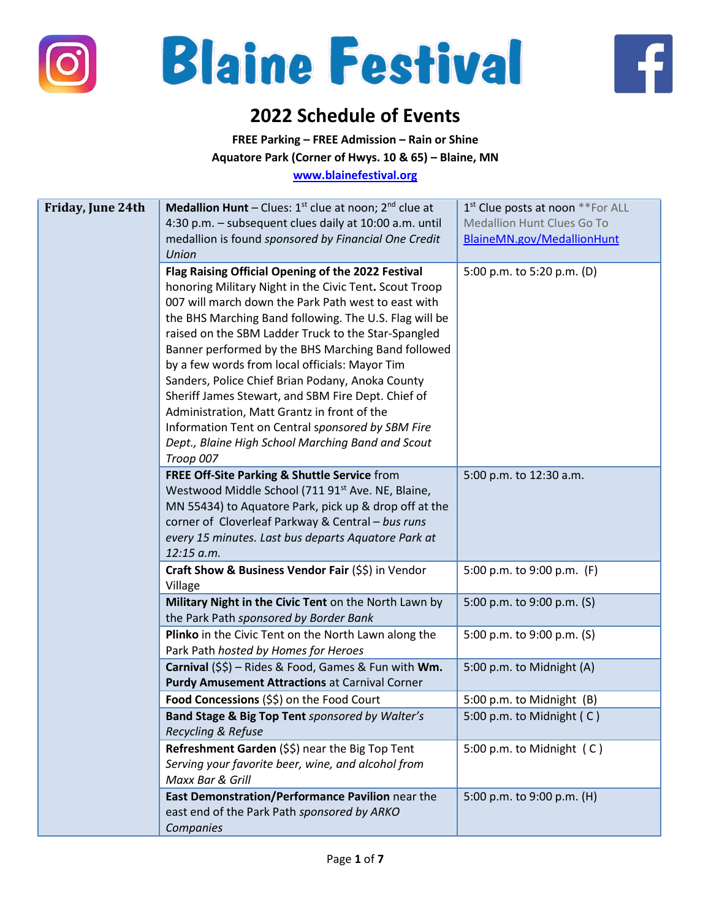# Blaine Festival

## 2022 Schedule of Events

**FREE Parking – FREE Admission – Rain or Shine**
**Aquatore Park (Corner of Hwys. 10 & 65) – Blaine, MN**
**www.blainefestival.org**

| Friday, June 24th | | |
|---|---|---|
| | **Medallion Hunt** – Clues: 1st clue at noon; 2nd clue at 4:30 p.m. – subsequent clues daily at 10:00 a.m. until medallion is found *sponsored by Financial One Credit Union* | 1st Clue posts at noon **For ALL Medallion Hunt Clues Go To BlaineMN.gov/MedallionHunt |
| | **Flag Raising Official Opening of the 2022 Festival** honoring Military Night in the Civic Tent**.** Scout Troop 007 will march down the Park Path west to east with the BHS Marching Band following. The U.S. Flag will be raised on the SBM Ladder Truck to the Star-Spangled Banner performed by the BHS Marching Band followed by a few words from local officials: Mayor Tim Sanders, Police Chief Brian Podany, Anoka County Sheriff James Stewart, and SBM Fire Dept. Chief of Administration, Matt Grantz in front of the Information Tent on Central *sponsored by SBM Fire Dept., Blaine High School Marching Band and Scout Troop 007* | 5:00 p.m. to 5:20 p.m. (D) |
| | **FREE Off-Site Parking & Shuttle Service** from Westwood Middle School (711 91st Ave. NE, Blaine, MN 55434) to Aquatore Park, pick up & drop off at the corner of Cloverleaf Parkway & Central – *bus runs every 15 minutes. Last bus departs Aquatore Park at 12:15 a.m.* | 5:00 p.m. to 12:30 a.m. |
| | **Craft Show & Business Vendor Fair** ($$) in Vendor Village | 5:00 p.m. to 9:00 p.m. (F) |
| | **Military Night in the Civic Tent** on the North Lawn by the Park Path *sponsored by Border Bank* | 5:00 p.m. to 9:00 p.m. (S) |
| | **Plinko** in the Civic Tent on the North Lawn along the Park Path *hosted by Homes for Heroes* | 5:00 p.m. to 9:00 p.m. (S) |
| | **Carnival** ($$) – Rides & Food, Games & Fun with **Wm. Purdy Amusement Attractions** at Carnival Corner | 5:00 p.m. to Midnight (A) |
| | **Food Concessions** ($$) on the Food Court | 5:00 p.m. to Midnight (B) |
| | **Band Stage & Big Top Tent** *sponsored by Walter's Recycling & Refuse* | 5:00 p.m. to Midnight ( C ) |
| | **Refreshment Garden** ($$) near the Big Top Tent *Serving your favorite beer, wine, and alcohol from Maxx Bar & Grill* | 5:00 p.m. to Midnight ( C ) |
| | **East Demonstration/Performance Pavilion** near the east end of the Park Path *sponsored by ARKO Companies* | 5:00 p.m. to 9:00 p.m. (H) |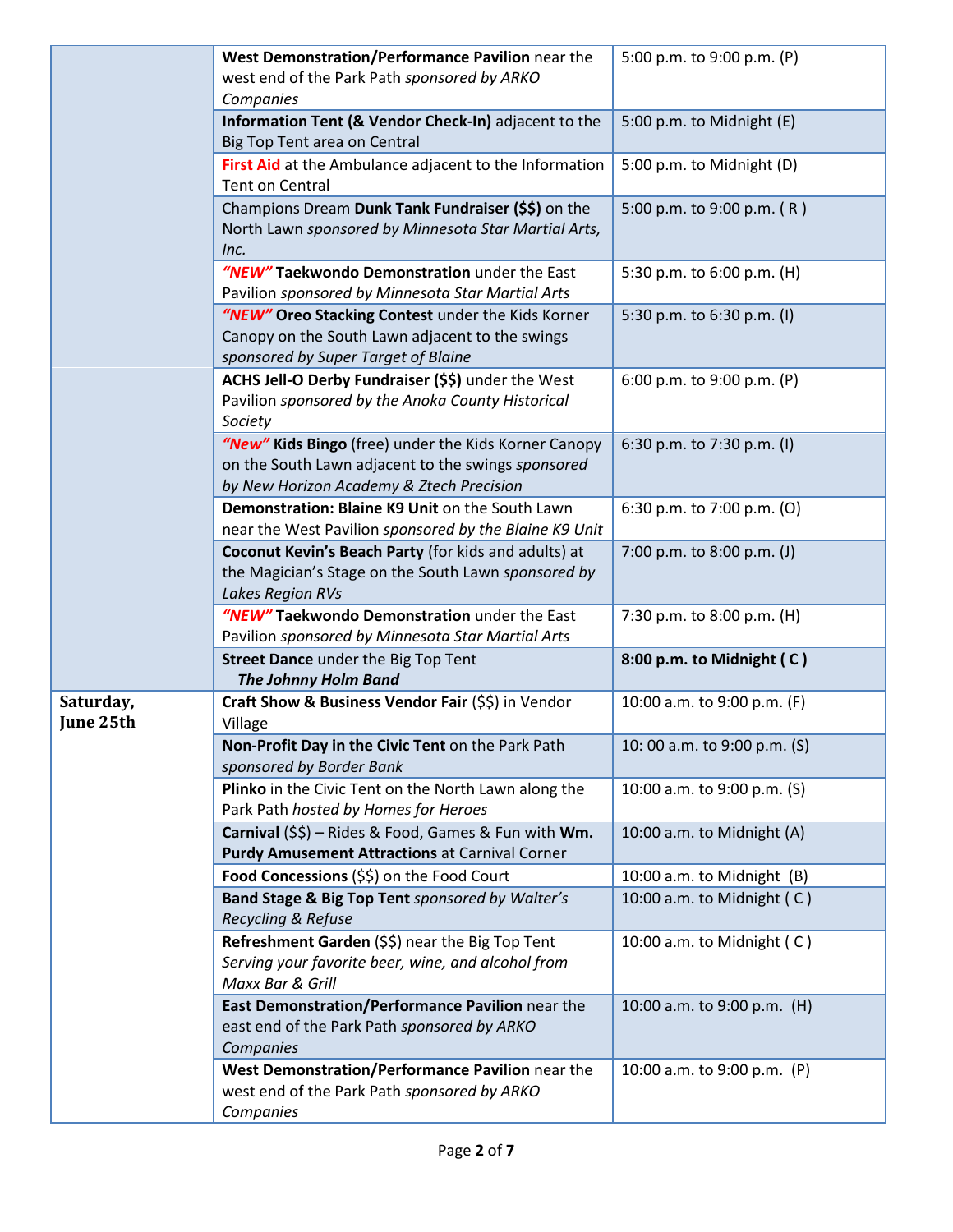| | | |
|---|---|---|
| | **West Demonstration/Performance Pavilion** near the west end of the Park Path *sponsored by ARKO Companies* | 5:00 p.m. to 9:00 p.m. (P) |
| | **Information Tent (& Vendor Check-In)** adjacent to the Big Top Tent area on Central | 5:00 p.m. to Midnight (E) |
| | **First Aid** at the Ambulance adjacent to the Information Tent on Central | 5:00 p.m. to Midnight (D) |
| | Champions Dream **Dunk Tank Fundraiser ($$)** on the North Lawn *sponsored by Minnesota Star Martial Arts, Inc.* | 5:00 p.m. to 9:00 p.m. ( R ) |
| | ***"NEW"*** **Taekwondo Demonstration** under the East Pavilion *sponsored by Minnesota Star Martial Arts* | 5:30 p.m. to 6:00 p.m. (H) |
| | ***"NEW"*** **Oreo Stacking Contest** under the Kids Korner Canopy on the South Lawn adjacent to the swings *sponsored by Super Target of Blaine* | 5:30 p.m. to 6:30 p.m. (I) |
| | **ACHS Jell-O Derby Fundraiser ($$)** under the West Pavilion *sponsored by the Anoka County Historical Society* | 6:00 p.m. to 9:00 p.m. (P) |
| | ***"New"*** **Kids Bingo** (free) under the Kids Korner Canopy on the South Lawn adjacent to the swings *sponsored by New Horizon Academy & Ztech Precision* | 6:30 p.m. to 7:30 p.m. (I) |
| | **Demonstration: Blaine K9 Unit** on the South Lawn near the West Pavilion *sponsored by the Blaine K9 Unit* | 6:30 p.m. to 7:00 p.m. (O) |
| | **Coconut Kevin's Beach Party** (for kids and adults) at the Magician's Stage on the South Lawn *sponsored by Lakes Region RVs* | 7:00 p.m. to 8:00 p.m. (J) |
| | ***"NEW"*** **Taekwondo Demonstration** under the East Pavilion *sponsored by Minnesota Star Martial Arts* | 7:30 p.m. to 8:00 p.m. (H) |
| | **Street Dance** under the Big Top Tent ***The Johnny Holm Band*** | **8:00 p.m. to Midnight ( C )** |
| **Saturday, June 25th** | **Craft Show & Business Vendor Fair** ($$) in Vendor Village | 10:00 a.m. to 9:00 p.m. (F) |
| | **Non-Profit Day in the Civic Tent** on the Park Path *sponsored by Border Bank* | 10: 00 a.m. to 9:00 p.m. (S) |
| | **Plinko** in the Civic Tent on the North Lawn along the Park Path *hosted by Homes for Heroes* | 10:00 a.m. to 9:00 p.m. (S) |
| | **Carnival** ($$) – Rides & Food, Games & Fun with **Wm. Purdy Amusement Attractions** at Carnival Corner | 10:00 a.m. to Midnight (A) |
| | **Food Concessions** ($$) on the Food Court | 10:00 a.m. to Midnight (B) |
| | **Band Stage & Big Top Tent** *sponsored by Walter's Recycling & Refuse* | 10:00 a.m. to Midnight ( C ) |
| | **Refreshment Garden** ($$) near the Big Top Tent *Serving your favorite beer, wine, and alcohol from Maxx Bar & Grill* | 10:00 a.m. to Midnight ( C ) |
| | **East Demonstration/Performance Pavilion** near the east end of the Park Path *sponsored by ARKO Companies* | 10:00 a.m. to 9:00 p.m. (H) |
| | **West Demonstration/Performance Pavilion** near the west end of the Park Path *sponsored by ARKO Companies* | 10:00 a.m. to 9:00 p.m. (P) |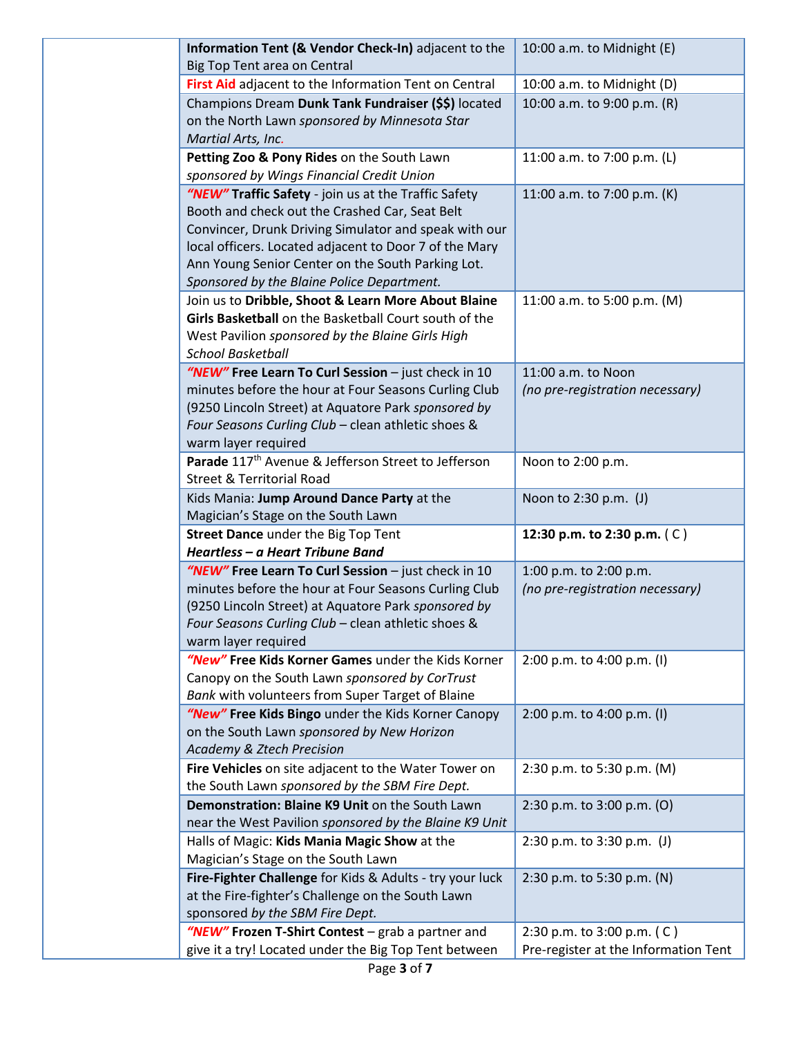| | | |
|---|---|---|
| | **Information Tent (& Vendor Check-In)** adjacent to the Big Top Tent area on Central | 10:00 a.m. to Midnight (E) |
| | **First Aid** adjacent to the Information Tent on Central | 10:00 a.m. to Midnight (D) |
| | Champions Dream **Dunk Tank Fundraiser ($$)** located on the North Lawn *sponsored by Minnesota Star Martial Arts, Inc.* | 10:00 a.m. to 9:00 p.m. (R) |
| | **Petting Zoo & Pony Rides** on the South Lawn *sponsored by Wings Financial Credit Union* | 11:00 a.m. to 7:00 p.m. (L) |
| | ***"NEW"*** **Traffic Safety** - join us at the Traffic Safety Booth and check out the Crashed Car, Seat Belt Convincer, Drunk Driving Simulator and speak with our local officers. Located adjacent to Door 7 of the Mary Ann Young Senior Center on the South Parking Lot. *Sponsored by the Blaine Police Department.* | 11:00 a.m. to 7:00 p.m. (K) |
| | Join us to **Dribble, Shoot & Learn More About Blaine Girls Basketball** on the Basketball Court south of the West Pavilion *sponsored by the Blaine Girls High School Basketball* | 11:00 a.m. to 5:00 p.m. (M) |
| | ***"NEW"*** **Free Learn To Curl Session** – just check in 10 minutes before the hour at Four Seasons Curling Club (9250 Lincoln Street) at Aquatore Park *sponsored by Four Seasons Curling Club* – clean athletic shoes & warm layer required | 11:00 a.m. to Noon *(no pre-registration necessary)* |
| | **Parade** 117th Avenue & Jefferson Street to Jefferson Street & Territorial Road | Noon to 2:00 p.m. |
| | Kids Mania: **Jump Around Dance Party** at the Magician's Stage on the South Lawn | Noon to 2:30 p.m. (J) |
| | **Street Dance** under the Big Top Tent ***Heartless – a Heart Tribune Band*** | **12:30 p.m. to 2:30 p.m.** ( C ) |
| | ***"NEW"*** **Free Learn To Curl Session** – just check in 10 minutes before the hour at Four Seasons Curling Club (9250 Lincoln Street) at Aquatore Park *sponsored by Four Seasons Curling Club* – clean athletic shoes & warm layer required | 1:00 p.m. to 2:00 p.m. *(no pre-registration necessary)* |
| | ***"New"*** **Free Kids Korner Games** under the Kids Korner Canopy on the South Lawn *sponsored by CorTrust Bank* with volunteers from Super Target of Blaine | 2:00 p.m. to 4:00 p.m. (I) |
| | ***"New"*** **Free Kids Bingo** under the Kids Korner Canopy on the South Lawn *sponsored by New Horizon Academy & Ztech Precision* | 2:00 p.m. to 4:00 p.m. (I) |
| | **Fire Vehicles** on site adjacent to the Water Tower on the South Lawn *sponsored by the SBM Fire Dept.* | 2:30 p.m. to 5:30 p.m. (M) |
| | **Demonstration: Blaine K9 Unit** on the South Lawn near the West Pavilion *sponsored by the Blaine K9 Unit* | 2:30 p.m. to 3:00 p.m. (O) |
| | Halls of Magic: **Kids Mania Magic Show** at the Magician's Stage on the South Lawn | 2:30 p.m. to 3:30 p.m. (J) |
| | **Fire-Fighter Challenge** for Kids & Adults - try your luck at the Fire-fighter's Challenge on the South Lawn sponsored *by the SBM Fire Dept.* | 2:30 p.m. to 5:30 p.m. (N) |
| | ***"NEW"*** **Frozen T-Shirt Contest** – grab a partner and give it a try! Located under the Big Top Tent between | 2:30 p.m. to 3:00 p.m. ( C ) Pre-register at the Information Tent |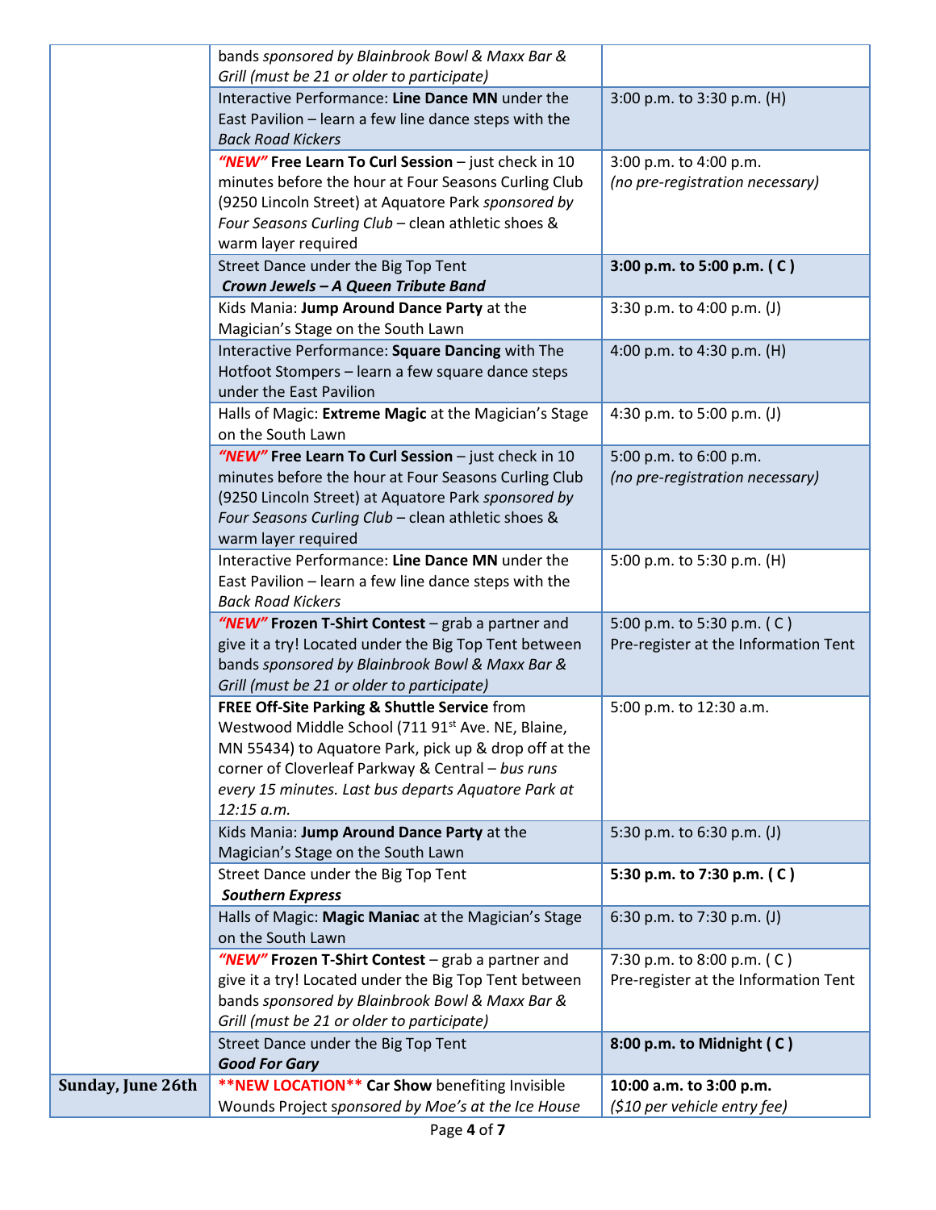| | | |
|---|---|---|
| | bands *sponsored by Blainbrook Bowl & Maxx Bar & Grill (must be 21 or older to participate)* | |
| | Interactive Performance: **Line Dance MN** under the East Pavilion – learn a few line dance steps with the *Back Road Kickers* | 3:00 p.m. to 3:30 p.m. (H) |
| | ***"NEW"*** **Free Learn To Curl Session** – just check in 10 minutes before the hour at Four Seasons Curling Club (9250 Lincoln Street) at Aquatore Park *sponsored by Four Seasons Curling Club* – clean athletic shoes & warm layer required | 3:00 p.m. to 4:00 p.m. *(no pre-registration necessary)* |
| | Street Dance under the Big Top Tent ***Crown Jewels – A Queen Tribute Band*** | **3:00 p.m. to 5:00 p.m. ( C )** |
| | Kids Mania: **Jump Around Dance Party** at the Magician's Stage on the South Lawn | 3:30 p.m. to 4:00 p.m. (J) |
| | Interactive Performance: **Square Dancing** with The Hotfoot Stompers – learn a few square dance steps under the East Pavilion | 4:00 p.m. to 4:30 p.m. (H) |
| | Halls of Magic: **Extreme Magic** at the Magician's Stage on the South Lawn | 4:30 p.m. to 5:00 p.m. (J) |
| | ***"NEW"*** **Free Learn To Curl Session** – just check in 10 minutes before the hour at Four Seasons Curling Club (9250 Lincoln Street) at Aquatore Park *sponsored by Four Seasons Curling Club* – clean athletic shoes & warm layer required | 5:00 p.m. to 6:00 p.m. *(no pre-registration necessary)* |
| | Interactive Performance: **Line Dance MN** under the East Pavilion – learn a few line dance steps with the *Back Road Kickers* | 5:00 p.m. to 5:30 p.m. (H) |
| | ***"NEW"*** **Frozen T-Shirt Contest** – grab a partner and give it a try! Located under the Big Top Tent between bands *sponsored by Blainbrook Bowl & Maxx Bar & Grill (must be 21 or older to participate)* | 5:00 p.m. to 5:30 p.m. ( C ) Pre-register at the Information Tent |
| | **FREE Off-Site Parking & Shuttle Service** from Westwood Middle School (711 91st Ave. NE, Blaine, MN 55434) to Aquatore Park, pick up & drop off at the corner of Cloverleaf Parkway & Central – *bus runs every 15 minutes. Last bus departs Aquatore Park at 12:15 a.m.* | 5:00 p.m. to 12:30 a.m. |
| | Kids Mania: **Jump Around Dance Party** at the Magician's Stage on the South Lawn | 5:30 p.m. to 6:30 p.m. (J) |
| | Street Dance under the Big Top Tent ***Southern Express*** | **5:30 p.m. to 7:30 p.m. ( C )** |
| | Halls of Magic: **Magic Maniac** at the Magician's Stage on the South Lawn | 6:30 p.m. to 7:30 p.m. (J) |
| | ***"NEW"*** **Frozen T-Shirt Contest** – grab a partner and give it a try! Located under the Big Top Tent between bands *sponsored by Blainbrook Bowl & Maxx Bar & Grill (must be 21 or older to participate)* | 7:30 p.m. to 8:00 p.m. ( C ) Pre-register at the Information Tent |
| | Street Dance under the Big Top Tent ***Good For Gary*** | **8:00 p.m. to Midnight ( C )** |
| **Sunday, June 26th** | **\*\*NEW LOCATION\*\* Car Show** benefiting Invisible Wounds Project *sponsored by Moe's at the Ice House* | **10:00 a.m. to 3:00 p.m.** *($10 per vehicle entry fee)* |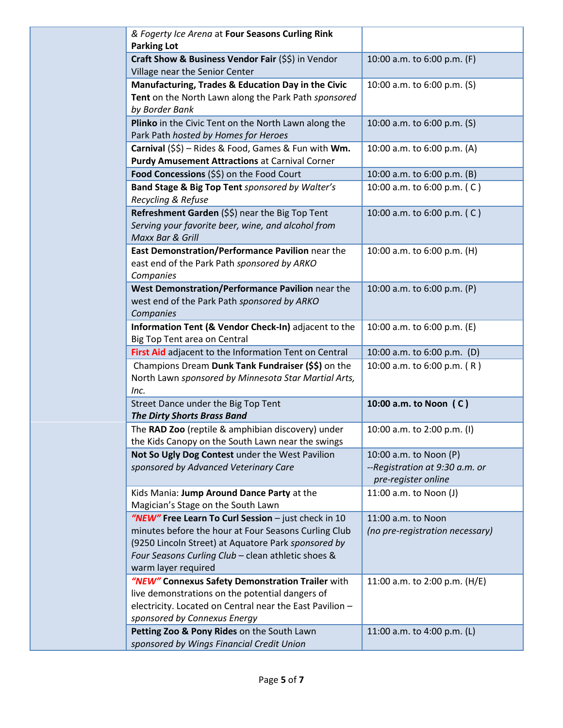| | | |
|---|---|---|
| | *& Fogerty Ice Arena* at **Four Seasons Curling Rink Parking Lot** | |
| | **Craft Show & Business Vendor Fair** ($$) in Vendor Village near the Senior Center | 10:00 a.m. to 6:00 p.m. (F) |
| | **Manufacturing, Trades & Education Day in the Civic Tent** on the North Lawn along the Park Path *sponsored by Border Bank* | 10:00 a.m. to 6:00 p.m. (S) |
| | **Plinko** in the Civic Tent on the North Lawn along the Park Path *hosted by Homes for Heroes* | 10:00 a.m. to 6:00 p.m. (S) |
| | **Carnival** ($$) – Rides & Food, Games & Fun with **Wm. Purdy Amusement Attractions** at Carnival Corner | 10:00 a.m. to 6:00 p.m. (A) |
| | **Food Concessions** ($$) on the Food Court | 10:00 a.m. to 6:00 p.m. (B) |
| | **Band Stage & Big Top Tent** *sponsored by Walter's Recycling & Refuse* | 10:00 a.m. to 6:00 p.m. ( C ) |
| | **Refreshment Garden** ($$) near the Big Top Tent *Serving your favorite beer, wine, and alcohol from Maxx Bar & Grill* | 10:00 a.m. to 6:00 p.m. ( C ) |
| | **East Demonstration/Performance Pavilion** near the east end of the Park Path *sponsored by ARKO Companies* | 10:00 a.m. to 6:00 p.m. (H) |
| | **West Demonstration/Performance Pavilion** near the west end of the Park Path *sponsored by ARKO Companies* | 10:00 a.m. to 6:00 p.m. (P) |
| | **Information Tent (& Vendor Check-In)** adjacent to the Big Top Tent area on Central | 10:00 a.m. to 6:00 p.m. (E) |
| | **First Aid** adjacent to the Information Tent on Central | 10:00 a.m. to 6:00 p.m. (D) |
| | Champions Dream **Dunk Tank Fundraiser ($$)** on the North Lawn *sponsored by Minnesota Star Martial Arts, Inc.* | 10:00 a.m. to 6:00 p.m. ( R ) |
| | Street Dance under the Big Top Tent ***The Dirty Shorts Brass Band*** | **10:00 a.m. to Noon ( C )** |
| | The **RAD Zoo** (reptile & amphibian discovery) under the Kids Canopy on the South Lawn near the swings | 10:00 a.m. to 2:00 p.m. (I) |
| | **Not So Ugly Dog Contest** under the West Pavilion *sponsored by Advanced Veterinary Care* | 10:00 a.m. to Noon (P) *--Registration at 9:30 a.m. or pre-register online* |
| | Kids Mania: **Jump Around Dance Party** at the Magician's Stage on the South Lawn | 11:00 a.m. to Noon (J) |
| | ***"NEW"*** **Free Learn To Curl Session** – just check in 10 minutes before the hour at Four Seasons Curling Club (9250 Lincoln Street) at Aquatore Park *sponsored by Four Seasons Curling Club* – clean athletic shoes & warm layer required | 11:00 a.m. to Noon *(no pre-registration necessary)* |
| | ***"NEW"*** **Connexus Safety Demonstration Trailer** with live demonstrations on the potential dangers of electricity. Located on Central near the East Pavilion – *sponsored by Connexus Energy* | 11:00 a.m. to 2:00 p.m. (H/E) |
| | **Petting Zoo & Pony Rides** on the South Lawn *sponsored by Wings Financial Credit Union* | 11:00 a.m. to 4:00 p.m. (L) |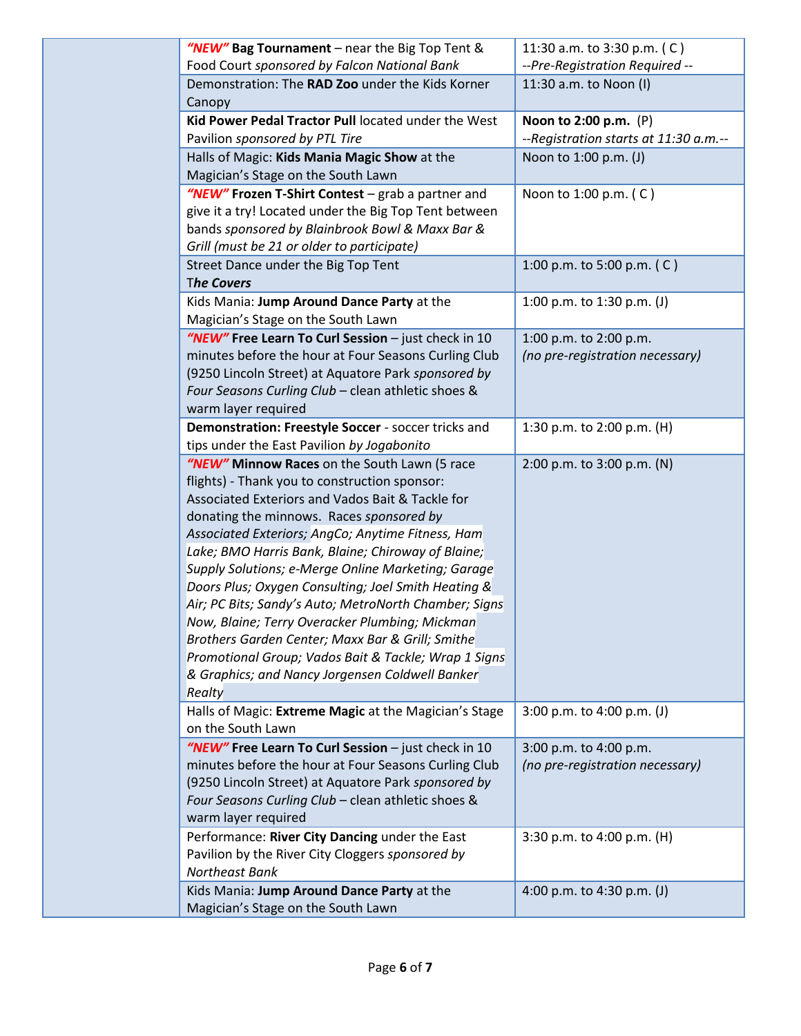|  | Event | Time |
| --- | --- | --- |
|  | ***"NEW"*** **Bag Tournament** – near the Big Top Tent & Food Court *sponsored by Falcon National Bank* | 11:30 a.m. to 3:30 p.m. ( C ) *--Pre-Registration Required --* |
|  | Demonstration: The **RAD Zoo** under the Kids Korner Canopy | 11:30 a.m. to Noon (I) |
|  | **Kid Power Pedal Tractor Pull** located under the West Pavilion *sponsored by PTL Tire* | **Noon to 2:00 p.m.** (P) *--Registration starts at 11:30 a.m.--* |
|  | Halls of Magic: **Kids Mania Magic Show** at the Magician's Stage on the South Lawn | Noon to 1:00 p.m. (J) |
|  | ***"NEW"*** **Frozen T-Shirt Contest** – grab a partner and give it a try! Located under the Big Top Tent between bands *sponsored by Blainbrook Bowl & Maxx Bar & Grill (must be 21 or older to participate)* | Noon to 1:00 p.m. ( C ) |
|  | Street Dance under the Big Top Tent ***The Covers*** | 1:00 p.m. to 5:00 p.m. ( C ) |
|  | Kids Mania: **Jump Around Dance Party** at the Magician's Stage on the South Lawn | 1:00 p.m. to 1:30 p.m. (J) |
|  | ***"NEW"*** **Free Learn To Curl Session** – just check in 10 minutes before the hour at Four Seasons Curling Club (9250 Lincoln Street) at Aquatore Park *sponsored by Four Seasons Curling Club* – clean athletic shoes & warm layer required | 1:00 p.m. to 2:00 p.m. *(no pre-registration necessary)* |
|  | **Demonstration: Freestyle Soccer** - soccer tricks and tips under the East Pavilion *by Jogabonito* | 1:30 p.m. to 2:00 p.m. (H) |
|  | ***"NEW"*** **Minnow Races** on the South Lawn (5 race flights) - Thank you to construction sponsor: Associated Exteriors and Vados Bait & Tackle for donating the minnows. Races *sponsored by Associated Exteriors; AngCo; Anytime Fitness, Ham Lake; BMO Harris Bank, Blaine; Chiroway of Blaine; Supply Solutions; e-Merge Online Marketing; Garage Doors Plus; Oxygen Consulting; Joel Smith Heating & Air; PC Bits; Sandy's Auto; MetroNorth Chamber; Signs Now, Blaine; Terry Overacker Plumbing; Mickman Brothers Garden Center; Maxx Bar & Grill; Smithe Promotional Group; Vados Bait & Tackle; Wrap 1 Signs & Graphics; and Nancy Jorgensen Coldwell Banker Realty* | 2:00 p.m. to 3:00 p.m. (N) |
|  | Halls of Magic: **Extreme Magic** at the Magician's Stage on the South Lawn | 3:00 p.m. to 4:00 p.m. (J) |
|  | ***"NEW"*** **Free Learn To Curl Session** – just check in 10 minutes before the hour at Four Seasons Curling Club (9250 Lincoln Street) at Aquatore Park *sponsored by Four Seasons Curling Club* – clean athletic shoes & warm layer required | 3:00 p.m. to 4:00 p.m. *(no pre-registration necessary)* |
|  | Performance: **River City Dancing** under the East Pavilion by the River City Cloggers *sponsored by Northeast Bank* | 3:30 p.m. to 4:00 p.m. (H) |
|  | Kids Mania: **Jump Around Dance Party** at the Magician's Stage on the South Lawn | 4:00 p.m. to 4:30 p.m. (J) |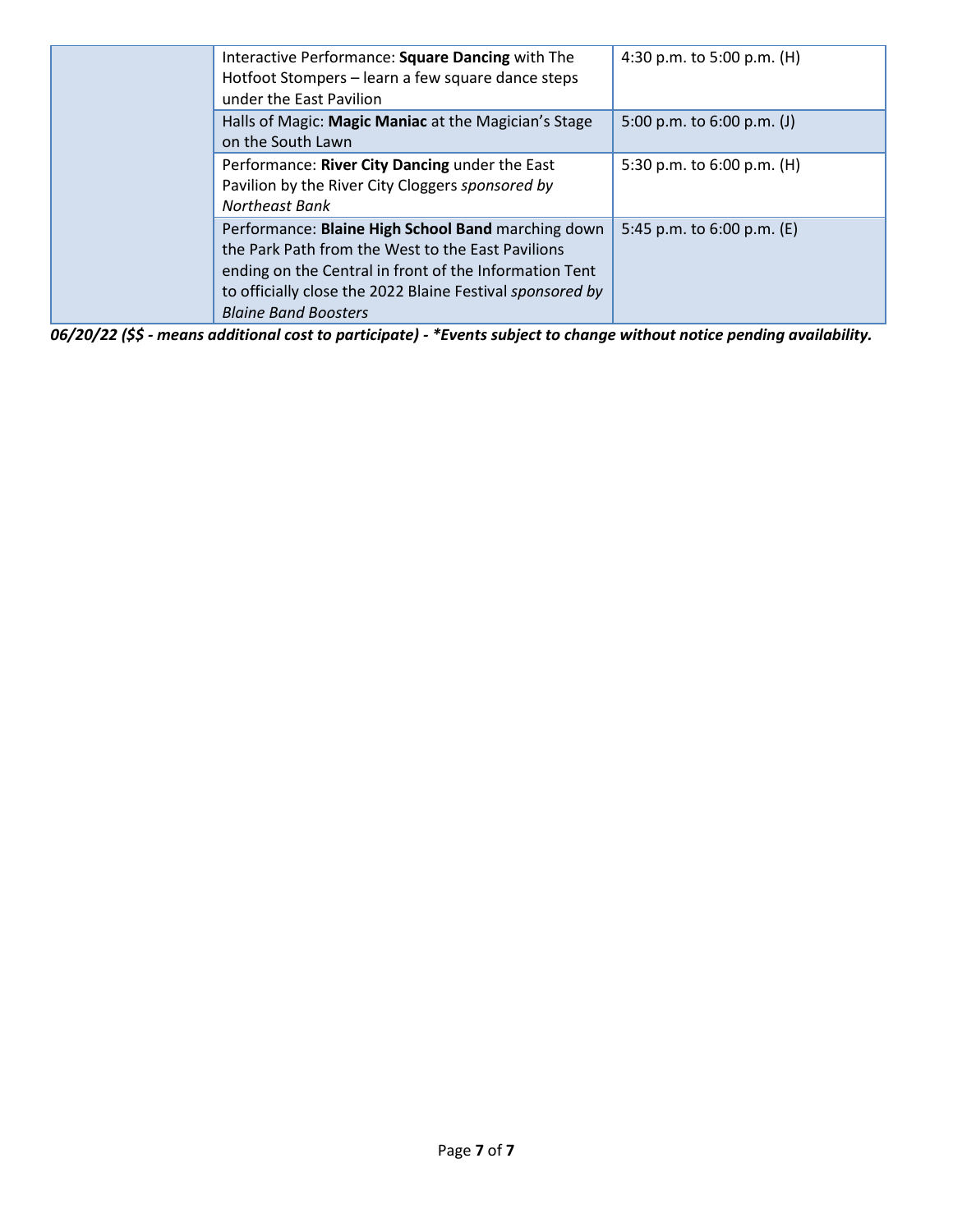| | | |
|---|---|---|
| | Interactive Performance: **Square Dancing** with The Hotfoot Stompers – learn a few square dance steps under the East Pavilion | 4:30 p.m. to 5:00 p.m. (H) |
| | Halls of Magic: **Magic Maniac** at the Magician's Stage on the South Lawn | 5:00 p.m. to 6:00 p.m. (J) |
| | Performance: **River City Dancing** under the East Pavilion by the River City Cloggers *sponsored by Northeast Bank* | 5:30 p.m. to 6:00 p.m. (H) |
| | Performance: **Blaine High School Band** marching down the Park Path from the West to the East Pavilions ending on the Central in front of the Information Tent to officially close the 2022 Blaine Festival *sponsored by Blaine Band Boosters* | 5:45 p.m. to 6:00 p.m. (E) |

***06/20/22 ($$ - means additional cost to participate) - *Events subject to change without notice pending availability.***